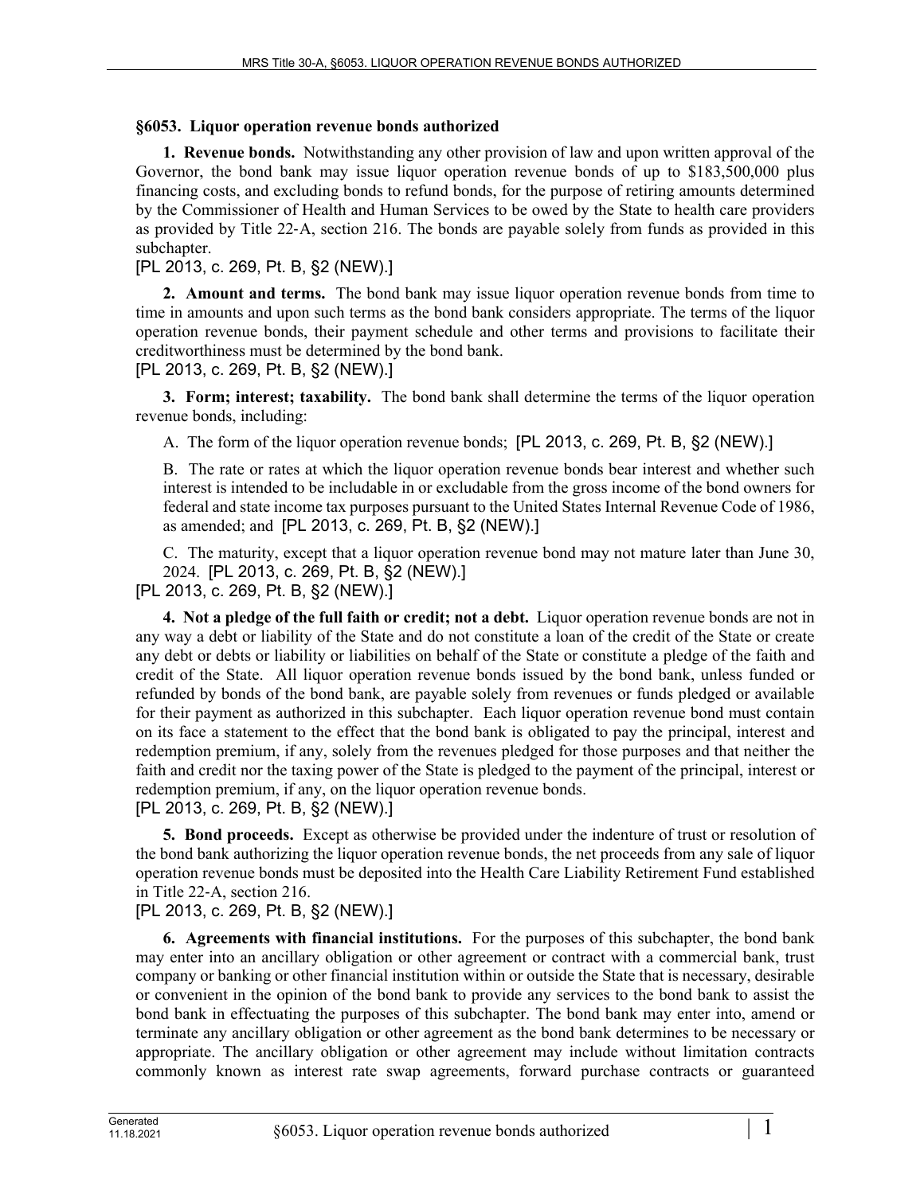## §6053. Liquor operation revenue bonds authorized

**1. Revenue bonds.** Notwithstanding any other provision of law and upon written approval of the Governor, the bond bank may issue liquor operation revenue bonds of up to $183,500,000 plus financing costs, and excluding bonds to refund bonds, for the purpose of retiring amounts determined by the Commissioner of Health and Human Services to be owed by the State to health care providers as provided by Title 22-A, section 216. The bonds are payable solely from funds as provided in this subchapter.
[PL 2013, c. 269, Pt. B, §2 (NEW).]

**2. Amount and terms.** The bond bank may issue liquor operation revenue bonds from time to time in amounts and upon such terms as the bond bank considers appropriate. The terms of the liquor operation revenue bonds, their payment schedule and other terms and provisions to facilitate their creditworthiness must be determined by the bond bank.
[PL 2013, c. 269, Pt. B, §2 (NEW).]

**3. Form; interest; taxability.** The bond bank shall determine the terms of the liquor operation revenue bonds, including:

A. The form of the liquor operation revenue bonds; [PL 2013, c. 269, Pt. B, §2 (NEW).]

B. The rate or rates at which the liquor operation revenue bonds bear interest and whether such interest is intended to be includable in or excludable from the gross income of the bond owners for federal and state income tax purposes pursuant to the United States Internal Revenue Code of 1986, as amended; and [PL 2013, c. 269, Pt. B, §2 (NEW).]

C. The maturity, except that a liquor operation revenue bond may not mature later than June 30, 2024. [PL 2013, c. 269, Pt. B, §2 (NEW).]

[PL 2013, c. 269, Pt. B, §2 (NEW).]

**4. Not a pledge of the full faith or credit; not a debt.** Liquor operation revenue bonds are not in any way a debt or liability of the State and do not constitute a loan of the credit of the State or create any debt or debts or liability or liabilities on behalf of the State or constitute a pledge of the faith and credit of the State. All liquor operation revenue bonds issued by the bond bank, unless funded or refunded by bonds of the bond bank, are payable solely from revenues or funds pledged or available for their payment as authorized in this subchapter. Each liquor operation revenue bond must contain on its face a statement to the effect that the bond bank is obligated to pay the principal, interest and redemption premium, if any, solely from the revenues pledged for those purposes and that neither the faith and credit nor the taxing power of the State is pledged to the payment of the principal, interest or redemption premium, if any, on the liquor operation revenue bonds.
[PL 2013, c. 269, Pt. B, §2 (NEW).]

**5. Bond proceeds.** Except as otherwise be provided under the indenture of trust or resolution of the bond bank authorizing the liquor operation revenue bonds, the net proceeds from any sale of liquor operation revenue bonds must be deposited into the Health Care Liability Retirement Fund established in Title 22-A, section 216.
[PL 2013, c. 269, Pt. B, §2 (NEW).]

**6. Agreements with financial institutions.** For the purposes of this subchapter, the bond bank may enter into an ancillary obligation or other agreement or contract with a commercial bank, trust company or banking or other financial institution within or outside the State that is necessary, desirable or convenient in the opinion of the bond bank to provide any services to the bond bank to assist the bond bank in effectuating the purposes of this subchapter. The bond bank may enter into, amend or terminate any ancillary obligation or other agreement as the bond bank determines to be necessary or appropriate. The ancillary obligation or other agreement may include without limitation contracts commonly known as interest rate swap agreements, forward purchase contracts or guaranteed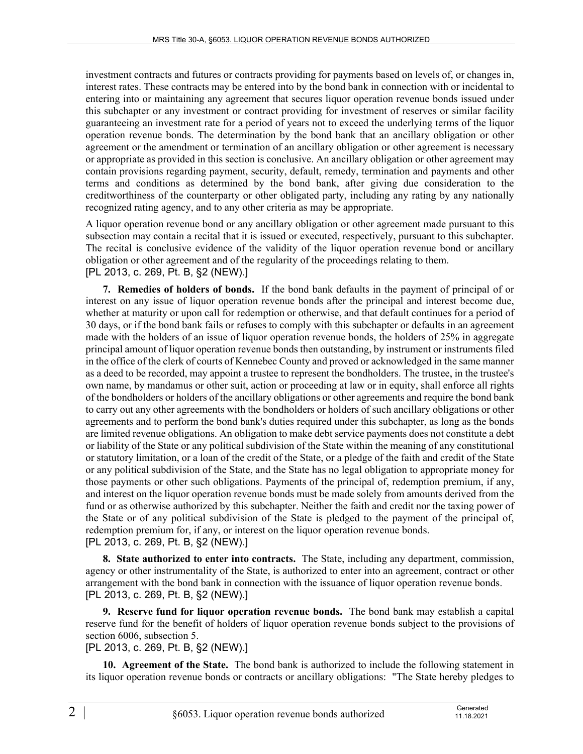investment contracts and futures or contracts providing for payments based on levels of, or changes in, interest rates. These contracts may be entered into by the bond bank in connection with or incidental to entering into or maintaining any agreement that secures liquor operation revenue bonds issued under this subchapter or any investment or contract providing for investment of reserves or similar facility guaranteeing an investment rate for a period of years not to exceed the underlying terms of the liquor operation revenue bonds. The determination by the bond bank that an ancillary obligation or other agreement or the amendment or termination of an ancillary obligation or other agreement is necessary or appropriate as provided in this section is conclusive. An ancillary obligation or other agreement may contain provisions regarding payment, security, default, remedy, termination and payments and other terms and conditions as determined by the bond bank, after giving due consideration to the creditworthiness of the counterparty or other obligated party, including any rating by any nationally recognized rating agency, and to any other criteria as may be appropriate.

A liquor operation revenue bond or any ancillary obligation or other agreement made pursuant to this subsection may contain a recital that it is issued or executed, respectively, pursuant to this subchapter. The recital is conclusive evidence of the validity of the liquor operation revenue bond or ancillary obligation or other agreement and of the regularity of the proceedings relating to them.
[PL 2013, c. 269, Pt. B, §2 (NEW).]

**7. Remedies of holders of bonds.** If the bond bank defaults in the payment of principal of or interest on any issue of liquor operation revenue bonds after the principal and interest become due, whether at maturity or upon call for redemption or otherwise, and that default continues for a period of 30 days, or if the bond bank fails or refuses to comply with this subchapter or defaults in an agreement made with the holders of an issue of liquor operation revenue bonds, the holders of 25% in aggregate principal amount of liquor operation revenue bonds then outstanding, by instrument or instruments filed in the office of the clerk of courts of Kennebec County and proved or acknowledged in the same manner as a deed to be recorded, may appoint a trustee to represent the bondholders. The trustee, in the trustee's own name, by mandamus or other suit, action or proceeding at law or in equity, shall enforce all rights of the bondholders or holders of the ancillary obligations or other agreements and require the bond bank to carry out any other agreements with the bondholders or holders of such ancillary obligations or other agreements and to perform the bond bank's duties required under this subchapter, as long as the bonds are limited revenue obligations. An obligation to make debt service payments does not constitute a debt or liability of the State or any political subdivision of the State within the meaning of any constitutional or statutory limitation, or a loan of the credit of the State, or a pledge of the faith and credit of the State or any political subdivision of the State, and the State has no legal obligation to appropriate money for those payments or other such obligations. Payments of the principal of, redemption premium, if any, and interest on the liquor operation revenue bonds must be made solely from amounts derived from the fund or as otherwise authorized by this subchapter. Neither the faith and credit nor the taxing power of the State or of any political subdivision of the State is pledged to the payment of the principal of, redemption premium for, if any, or interest on the liquor operation revenue bonds.
[PL 2013, c. 269, Pt. B, §2 (NEW).]

**8. State authorized to enter into contracts.** The State, including any department, commission, agency or other instrumentality of the State, is authorized to enter into an agreement, contract or other arrangement with the bond bank in connection with the issuance of liquor operation revenue bonds.
[PL 2013, c. 269, Pt. B, §2 (NEW).]

**9. Reserve fund for liquor operation revenue bonds.** The bond bank may establish a capital reserve fund for the benefit of holders of liquor operation revenue bonds subject to the provisions of section 6006, subsection 5.
[PL 2013, c. 269, Pt. B, §2 (NEW).]

**10. Agreement of the State.** The bond bank is authorized to include the following statement in its liquor operation revenue bonds or contracts or ancillary obligations: "The State hereby pledges to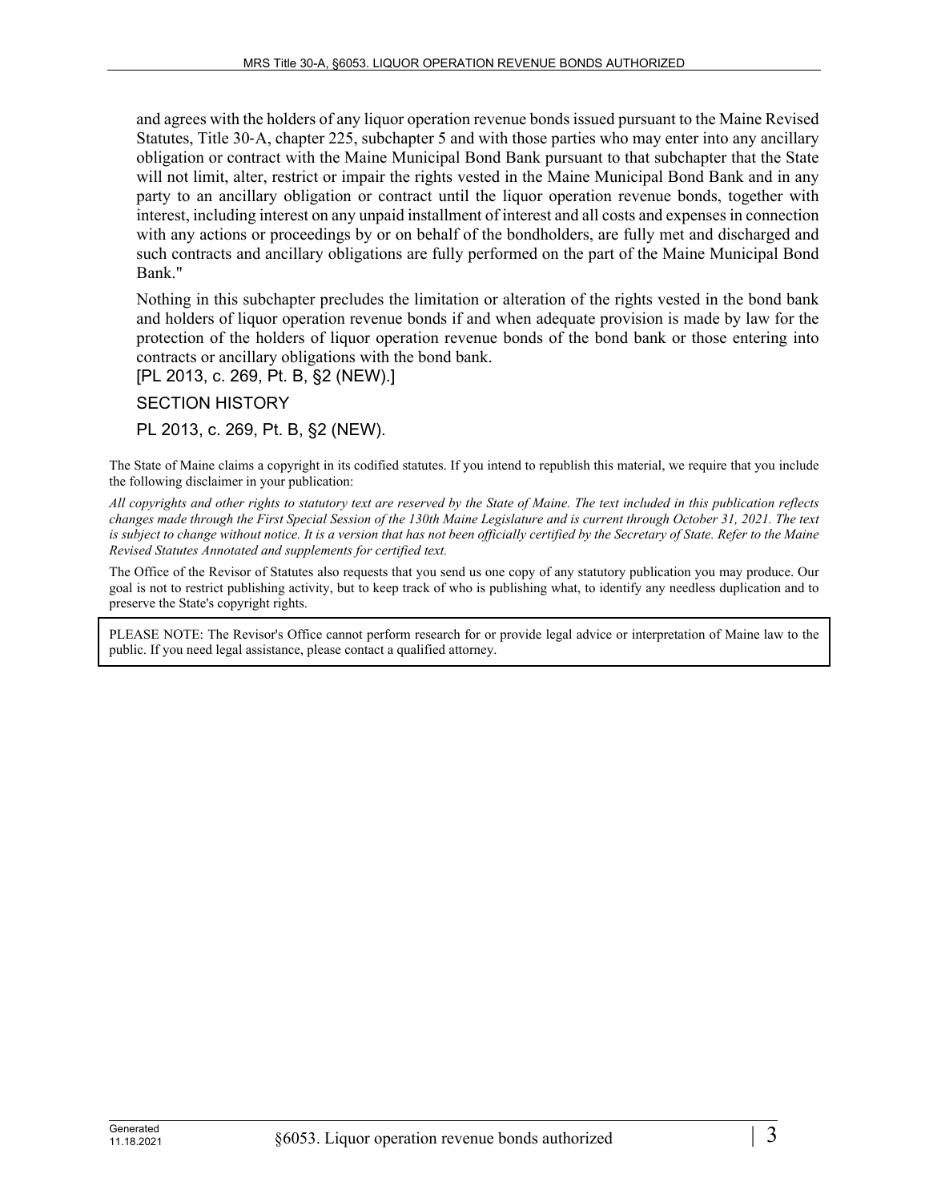and agrees with the holders of any liquor operation revenue bonds issued pursuant to the Maine Revised Statutes, Title 30‑A, chapter 225, subchapter 5 and with those parties who may enter into any ancillary obligation or contract with the Maine Municipal Bond Bank pursuant to that subchapter that the State will not limit, alter, restrict or impair the rights vested in the Maine Municipal Bond Bank and in any party to an ancillary obligation or contract until the liquor operation revenue bonds, together with interest, including interest on any unpaid installment of interest and all costs and expenses in connection with any actions or proceedings by or on behalf of the bondholders, are fully met and discharged and such contracts and ancillary obligations are fully performed on the part of the Maine Municipal Bond Bank."

Nothing in this subchapter precludes the limitation or alteration of the rights vested in the bond bank and holders of liquor operation revenue bonds if and when adequate provision is made by law for the protection of the holders of liquor operation revenue bonds of the bond bank or those entering into contracts or ancillary obligations with the bond bank.

[PL 2013, c. 269, Pt. B, §2 (NEW).]

SECTION HISTORY

PL 2013, c. 269, Pt. B, §2 (NEW).

The State of Maine claims a copyright in its codified statutes. If you intend to republish this material, we require that you include the following disclaimer in your publication:

*All copyrights and other rights to statutory text are reserved by the State of Maine. The text included in this publication reflects changes made through the First Special Session of the 130th Maine Legislature and is current through October 31, 2021. The text is subject to change without notice. It is a version that has not been officially certified by the Secretary of State. Refer to the Maine Revised Statutes Annotated and supplements for certified text.*

The Office of the Revisor of Statutes also requests that you send us one copy of any statutory publication you may produce. Our goal is not to restrict publishing activity, but to keep track of who is publishing what, to identify any needless duplication and to preserve the State's copyright rights.

PLEASE NOTE: The Revisor's Office cannot perform research for or provide legal advice or interpretation of Maine law to the public. If you need legal assistance, please contact a qualified attorney.